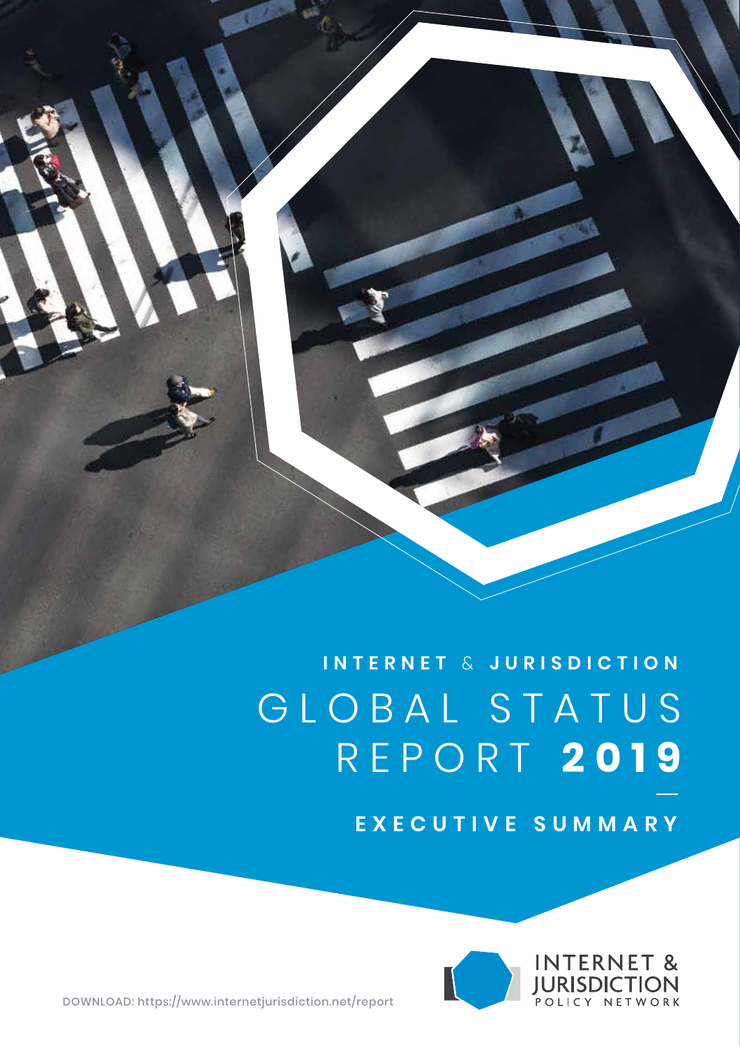# INTERNET & JURISDICTION

# GLOBAL STATUS REPORT 2019

## EXECUTIVE SUMMARY

INTERNET & JURISDICTION POLICY NETWORK

DOWNLOAD: https://www.internetjurisdiction.net/report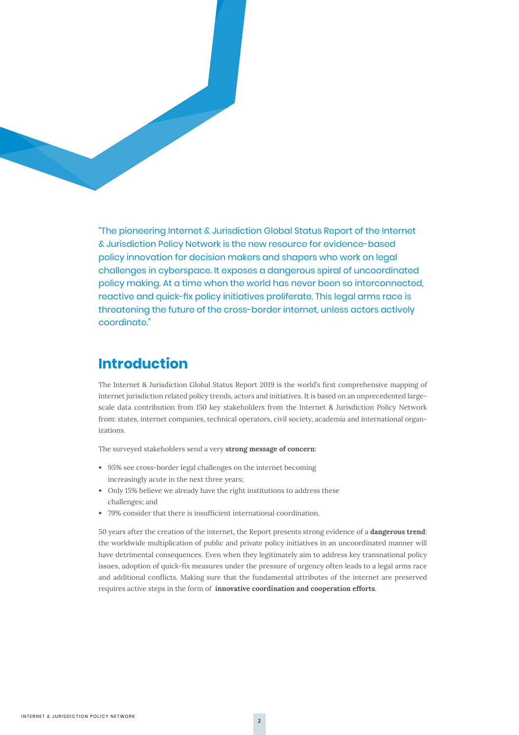"The pioneering Internet & Jurisdiction Global Status Report of the Internet & Jurisdiction Policy Network is the new resource for evidence-based policy innovation for decision makers and shapers who work on legal challenges in cyberspace. It exposes a dangerous spiral of uncoordinated policy making. At a time when the world has never been so interconnected, reactive and quick-fix policy initiatives proliferate. This legal arms race is threatening the future of the cross-border internet, unless actors actively coordinate."

## Introduction

The Internet & Jurisdiction Global Status Report 2019 is the world's first comprehensive mapping of internet jurisdiction related policy trends, actors and initiatives. It is based on an unprecedented large-scale data contribution from 150 key stakeholders from the Internet & Jurisdiction Policy Network from: states, internet companies, technical operators, civil society, academia and international organizations.

The surveyed stakeholders send a very **strong message of concern**:

- 95% see cross-border legal challenges on the internet becoming increasingly acute in the next three years;
- Only 15% believe we already have the right institutions to address these challenges; and
- 79% consider that there is insufficient international coordination.

50 years after the creation of the internet, the Report presents strong evidence of a **dangerous trend**: the worldwide multiplication of public and private policy initiatives in an uncoordinated manner will have detrimental consequences. Even when they legitimately aim to address key transnational policy issues, adoption of quick-fix measures under the pressure of urgency often leads to a legal arms race and additional conflicts. Making sure that the fundamental attributes of the internet are preserved requires active steps in the form of **innovative coordination and cooperation efforts**.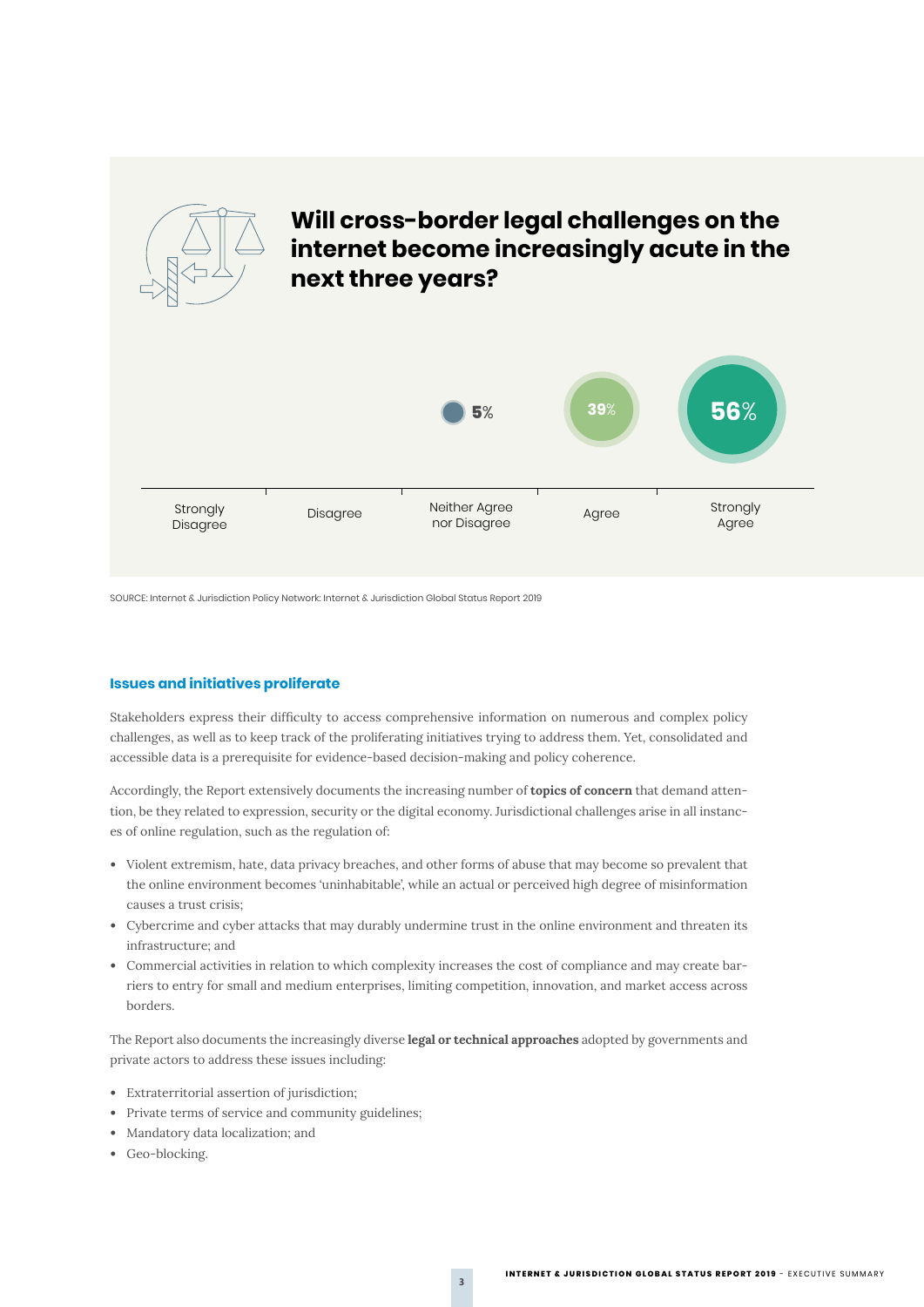## Will cross-border legal challenges on the internet become increasingly acute in the next three years?

| Strongly Disagree | Disagree | Neither Agree nor Disagree | Agree | Strongly Agree |
|---|---|---|---|---|
| | | 5% | 39% | 56% |

SOURCE: Internet & Jurisdiction Policy Network: Internet & Jurisdiction Global Status Report 2019

### Issues and initiatives proliferate

Stakeholders express their difficulty to access comprehensive information on numerous and complex policy challenges, as well as to keep track of the proliferating initiatives trying to address them. Yet, consolidated and accessible data is a prerequisite for evidence-based decision-making and policy coherence.

Accordingly, the Report extensively documents the increasing number of **topics of concern** that demand attention, be they related to expression, security or the digital economy. Jurisdictional challenges arise in all instances of online regulation, such as the regulation of:

- Violent extremism, hate, data privacy breaches, and other forms of abuse that may become so prevalent that the online environment becomes 'uninhabitable', while an actual or perceived high degree of misinformation causes a trust crisis;
- Cybercrime and cyber attacks that may durably undermine trust in the online environment and threaten its infrastructure; and
- Commercial activities in relation to which complexity increases the cost of compliance and may create barriers to entry for small and medium enterprises, limiting competition, innovation, and market access across borders.

The Report also documents the increasingly diverse **legal or technical approaches** adopted by governments and private actors to address these issues including:

- Extraterritorial assertion of jurisdiction;
- Private terms of service and community guidelines;
- Mandatory data localization; and
- Geo-blocking.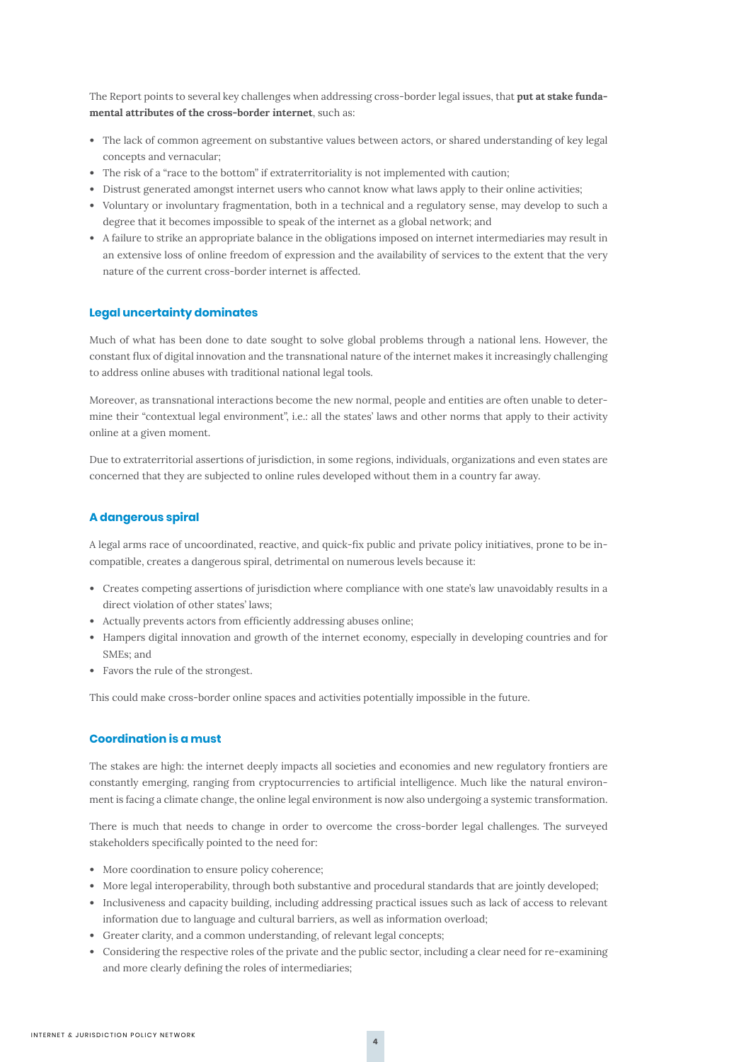The Report points to several key challenges when addressing cross-border legal issues, that **put at stake fundamental attributes of the cross-border internet**, such as:

- The lack of common agreement on substantive values between actors, or shared understanding of key legal concepts and vernacular;
- The risk of a "race to the bottom" if extraterritoriality is not implemented with caution;
- Distrust generated amongst internet users who cannot know what laws apply to their online activities;
- Voluntary or involuntary fragmentation, both in a technical and a regulatory sense, may develop to such a degree that it becomes impossible to speak of the internet as a global network; and
- A failure to strike an appropriate balance in the obligations imposed on internet intermediaries may result in an extensive loss of online freedom of expression and the availability of services to the extent that the very nature of the current cross-border internet is affected.

## Legal uncertainty dominates

Much of what has been done to date sought to solve global problems through a national lens. However, the constant flux of digital innovation and the transnational nature of the internet makes it increasingly challenging to address online abuses with traditional national legal tools.

Moreover, as transnational interactions become the new normal, people and entities are often unable to determine their "contextual legal environment", i.e.: all the states' laws and other norms that apply to their activity online at a given moment.

Due to extraterritorial assertions of jurisdiction, in some regions, individuals, organizations and even states are concerned that they are subjected to online rules developed without them in a country far away.

## A dangerous spiral

A legal arms race of uncoordinated, reactive, and quick-fix public and private policy initiatives, prone to be incompatible, creates a dangerous spiral, detrimental on numerous levels because it:

- Creates competing assertions of jurisdiction where compliance with one state's law unavoidably results in a direct violation of other states' laws;
- Actually prevents actors from efficiently addressing abuses online;
- Hampers digital innovation and growth of the internet economy, especially in developing countries and for SMEs; and
- Favors the rule of the strongest.

This could make cross-border online spaces and activities potentially impossible in the future.

## Coordination is a must

The stakes are high: the internet deeply impacts all societies and economies and new regulatory frontiers are constantly emerging, ranging from cryptocurrencies to artificial intelligence. Much like the natural environment is facing a climate change, the online legal environment is now also undergoing a systemic transformation.

There is much that needs to change in order to overcome the cross-border legal challenges. The surveyed stakeholders specifically pointed to the need for:

- More coordination to ensure policy coherence;
- More legal interoperability, through both substantive and procedural standards that are jointly developed;
- Inclusiveness and capacity building, including addressing practical issues such as lack of access to relevant information due to language and cultural barriers, as well as information overload;
- Greater clarity, and a common understanding, of relevant legal concepts;
- Considering the respective roles of the private and the public sector, including a clear need for re-examining and more clearly defining the roles of intermediaries;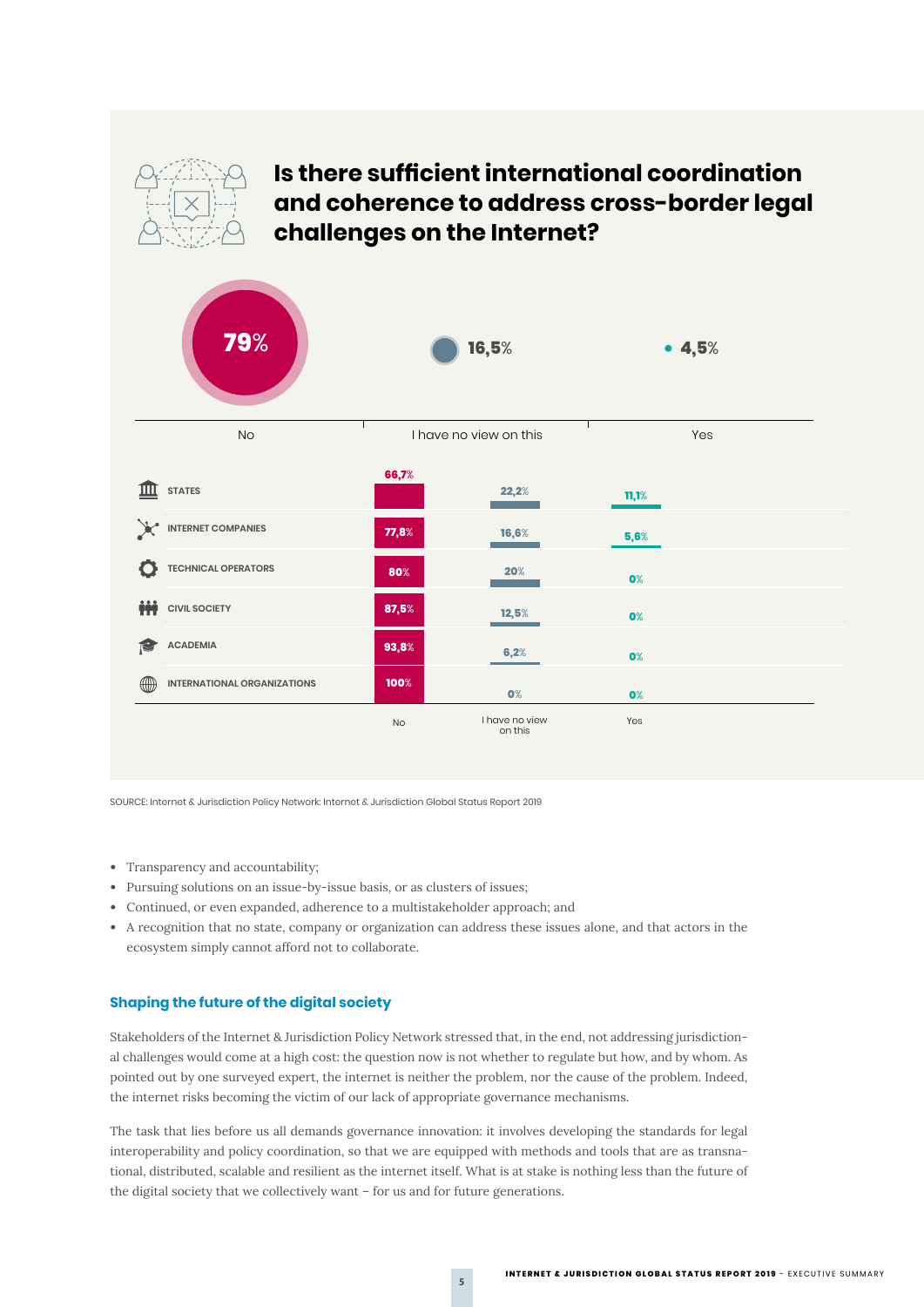## Is there sufficient international coordination and coherence to address cross-border legal challenges on the Internet?

| No | I have no view on this | Yes |
|---|---|---|
| 79% | 16,5% | 4,5% |

| | No | I have no view on this | Yes |
|---|---|---|---|
| STATES | 66,7% | 22,2% | 11,1% |
| INTERNET COMPANIES | 77,8% | 16,6% | 5,6% |
| TECHNICAL OPERATORS | 80% | 20% | 0% |
| CIVIL SOCIETY | 87,5% | 12,5% | 0% |
| ACADEMIA | 93,8% | 6,2% | 0% |
| INTERNATIONAL ORGANIZATIONS | 100% | 0% | 0% |

SOURCE: Internet & Jurisdiction Policy Network: Internet & Jurisdiction Global Status Report 2019

- Transparency and accountability;
- Pursuing solutions on an issue-by-issue basis, or as clusters of issues;
- Continued, or even expanded, adherence to a multistakeholder approach; and
- A recognition that no state, company or organization can address these issues alone, and that actors in the ecosystem simply cannot afford not to collaborate.

### Shaping the future of the digital society

Stakeholders of the Internet & Jurisdiction Policy Network stressed that, in the end, not addressing jurisdictional challenges would come at a high cost: the question now is not whether to regulate but how, and by whom. As pointed out by one surveyed expert, the internet is neither the problem, nor the cause of the problem. Indeed, the internet risks becoming the victim of our lack of appropriate governance mechanisms.

The task that lies before us all demands governance innovation: it involves developing the standards for legal interoperability and policy coordination, so that we are equipped with methods and tools that are as transnational, distributed, scalable and resilient as the internet itself. What is at stake is nothing less than the future of the digital society that we collectively want – for us and for future generations.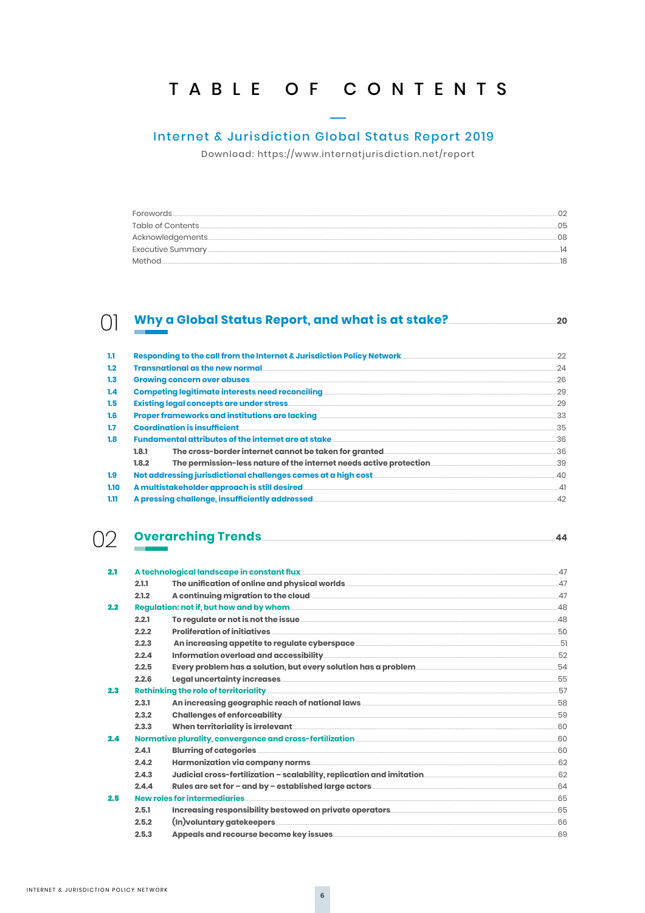# TABLE OF CONTENTS

## Internet & Jurisdiction Global Status Report 2019

Download: https://www.internetjurisdiction.net/report

- Forewords ........ 02
- Table of Contents ........ 05
- Acknowledgements ........ 08
- Executive Summary ........ 14
- Method ........ 18

## 01 Why a Global Status Report, and what is at stake? ........ 20

- **1.1** **Responding to the call from the Internet & Jurisdiction Policy Network** ........ 22
- **1.2** **Transnational as the new normal** ........ 24
- **1.3** **Growing concern over abuses** ........ 26
- **1.4** **Competing legitimate interests need reconciling** ........ 29
- **1.5** **Existing legal concepts are under stress** ........ 29
- **1.6** **Proper frameworks and institutions are lacking** ........ 33
- **1.7** **Coordination is insufficient** ........ 35
- **1.8** **Fundamental attributes of the internet are at stake** ........ 36
  - **1.8.1** **The cross-border internet cannot be taken for granted** ........ 36
  - **1.8.2** **The permission-less nature of the internet needs active protection** ........ 39
- **1.9** **Not addressing jurisdictional challenges comes at a high cost** ........ 40
- **1.10** **A multistakeholder approach is still desired** ........ 41
- **1.11** **A pressing challenge, insufficiently addressed** ........ 42

## 02 Overarching Trends ........ 44

- **2.1** **A technological landscape in constant flux** ........ 47
  - **2.1.1** **The unification of online and physical worlds** ........ 47
  - **2.1.2** **A continuing migration to the cloud** ........ 47
- **2.2** **Regulation: not if, but how and by whom** ........ 48
  - **2.2.1** **To regulate or not is not the issue** ........ 48
  - **2.2.2** **Proliferation of initiatives** ........ 50
  - **2.2.3** **An increasing appetite to regulate cyberspace** ........ 51
  - **2.2.4** **Information overload and accessibility** ........ 52
  - **2.2.5** **Every problem has a solution, but every solution has a problem** ........ 54
  - **2.2.6** **Legal uncertainty increases** ........ 55
- **2.3** **Rethinking the role of territoriality** ........ 57
  - **2.3.1** **An increasing geographic reach of national laws** ........ 58
  - **2.3.2** **Challenges of enforceability** ........ 59
  - **2.3.3** **When territoriality is irrelevant** ........ 60
- **2.4** **Normative plurality, convergence and cross-fertilization** ........ 60
  - **2.4.1** **Blurring of categories** ........ 60
  - **2.4.2** **Harmonization via company norms** ........ 62
  - **2.4.3** **Judicial cross-fertilization – scalability, replication and imitation** ........ 62
  - **2.4.4** **Rules are set for – and by – established large actors** ........ 64
- **2.5** **New roles for intermediaries** ........ 65
  - **2.5.1** **Increasing responsibility bestowed on private operators** ........ 65
  - **2.5.2** **(In)voluntary gatekeepers** ........ 66
  - **2.5.3** **Appeals and recourse become key issues** ........ 69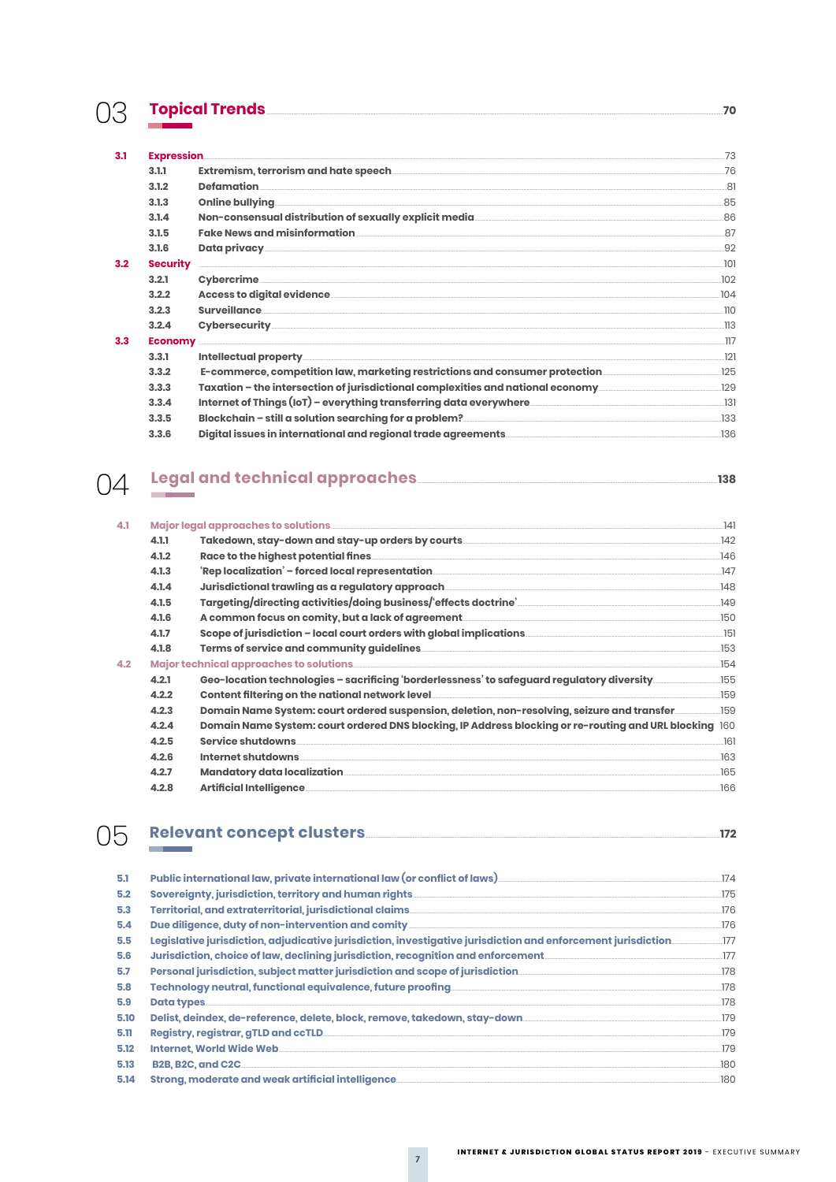## 03 Topical Trends ..... 70

**3.1 Expression** ..... 73

- 3.1.1 Extremism, terrorism and hate speech ..... 76
- 3.1.2 Defamation ..... 81
- 3.1.3 Online bullying ..... 85
- 3.1.4 Non-consensual distribution of sexually explicit media ..... 86
- 3.1.5 Fake News and misinformation ..... 87
- 3.1.6 Data privacy ..... 92

**3.2 Security** ..... 101

- 3.2.1 Cybercrime ..... 102
- 3.2.2 Access to digital evidence ..... 104
- 3.2.3 Surveillance ..... 110
- 3.2.4 Cybersecurity ..... 113

**3.3 Economy** ..... 117

- 3.3.1 Intellectual property ..... 121
- 3.3.2 E-commerce, competition law, marketing restrictions and consumer protection ..... 125
- 3.3.3 Taxation – the intersection of jurisdictional complexities and national economy ..... 129
- 3.3.4 Internet of Things (IoT) – everything transferring data everywhere ..... 131
- 3.3.5 Blockchain – still a solution searching for a problem? ..... 133
- 3.3.6 Digital issues in international and regional trade agreements ..... 136

## 04 Legal and technical approaches ..... 138

**4.1 Major legal approaches to solutions** ..... 141

- 4.1.1 Takedown, stay-down and stay-up orders by courts ..... 142
- 4.1.2 Race to the highest potential fines ..... 146
- 4.1.3 'Rep localization' – forced local representation ..... 147
- 4.1.4 Jurisdictional trawling as a regulatory approach ..... 148
- 4.1.5 Targeting/directing activities/doing business/'effects doctrine' ..... 149
- 4.1.6 A common focus on comity, but a lack of agreement ..... 150
- 4.1.7 Scope of jurisdiction – local court orders with global implications ..... 151
- 4.1.8 Terms of service and community guidelines ..... 153

**4.2 Major technical approaches to solutions** ..... 154

- 4.2.1 Geo-location technologies – sacrificing 'borderlessness' to safeguard regulatory diversity ..... 155
- 4.2.2 Content filtering on the national network level ..... 159
- 4.2.3 Domain Name System: court ordered suspension, deletion, non-resolving, seizure and transfer ..... 159
- 4.2.4 Domain Name System: court ordered DNS blocking, IP Address blocking or re-routing and URL blocking ..... 160
- 4.2.5 Service shutdowns ..... 161
- 4.2.6 Internet shutdowns ..... 163
- 4.2.7 Mandatory data localization ..... 165
- 4.2.8 Artificial Intelligence ..... 166

## 05 Relevant concept clusters ..... 172

- 5.1 Public international law, private international law (or conflict of laws) ..... 174
- 5.2 Sovereignty, jurisdiction, territory and human rights ..... 175
- 5.3 Territorial, and extraterritorial, jurisdictional claims ..... 176
- 5.4 Due diligence, duty of non-intervention and comity ..... 176
- 5.5 Legislative jurisdiction, adjudicative jurisdiction, investigative jurisdiction and enforcement jurisdiction ..... 177
- 5.6 Jurisdiction, choice of law, declining jurisdiction, recognition and enforcement ..... 177
- 5.7 Personal jurisdiction, subject matter jurisdiction and scope of jurisdiction ..... 178
- 5.8 Technology neutral, functional equivalence, future proofing ..... 178
- 5.9 Data types ..... 178
- 5.10 Delist, deindex, de-reference, delete, block, remove, takedown, stay-down ..... 179
- 5.11 Registry, registrar, gTLD and ccTLD ..... 179
- 5.12 Internet, World Wide Web ..... 179
- 5.13 B2B, B2C, and C2C ..... 180
- 5.14 Strong, moderate and weak artificial intelligence ..... 180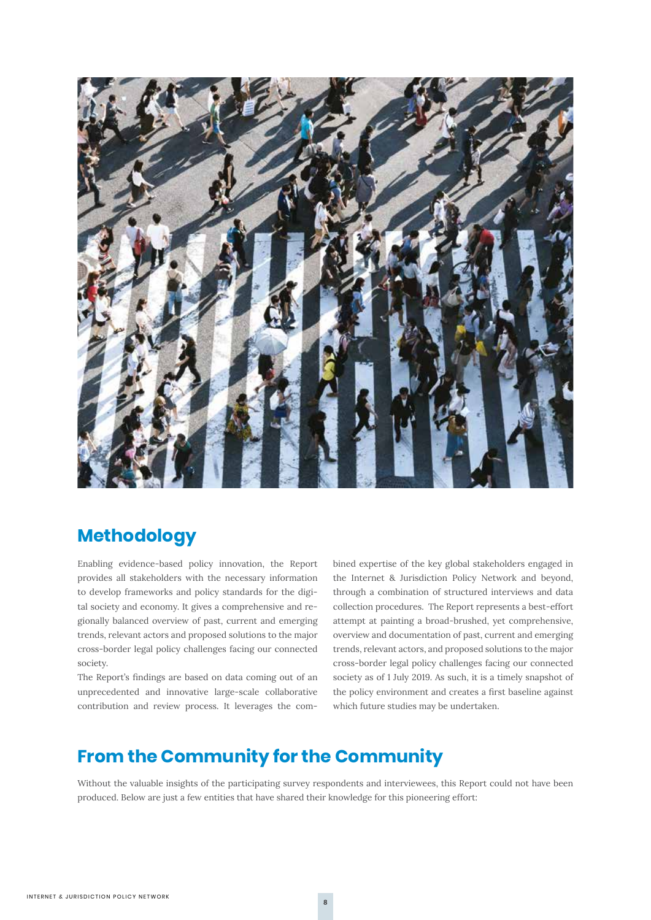## Methodology

Enabling evidence-based policy innovation, the Report provides all stakeholders with the necessary information to develop frameworks and policy standards for the digital society and economy. It gives a comprehensive and regionally balanced overview of past, current and emerging trends, relevant actors and proposed solutions to the major cross-border legal policy challenges facing our connected society.

The Report's findings are based on data coming out of an unprecedented and innovative large-scale collaborative contribution and review process. It leverages the combined expertise of the key global stakeholders engaged in the Internet & Jurisdiction Policy Network and beyond, through a combination of structured interviews and data collection procedures. The Report represents a best-effort attempt at painting a broad-brushed, yet comprehensive, overview and documentation of past, current and emerging trends, relevant actors, and proposed solutions to the major cross-border legal policy challenges facing our connected society as of 1 July 2019. As such, it is a timely snapshot of the policy environment and creates a first baseline against which future studies may be undertaken.

## From the Community for the Community

Without the valuable insights of the participating survey respondents and interviewees, this Report could not have been produced. Below are just a few entities that have shared their knowledge for this pioneering effort: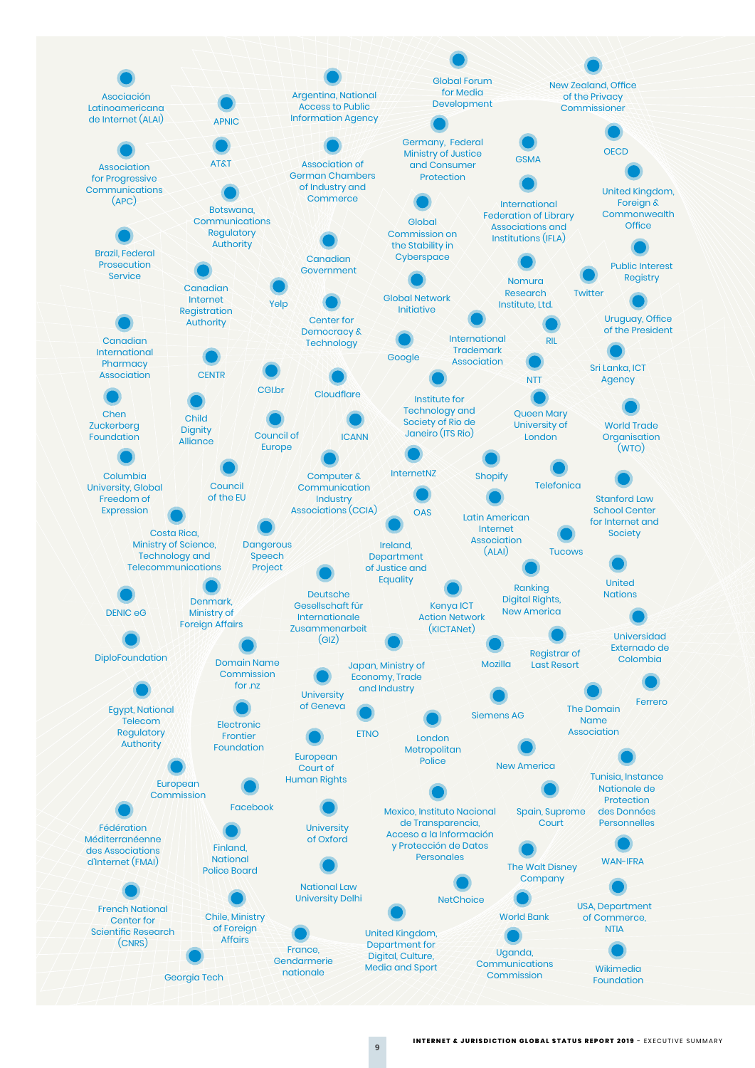- Asociación Latinoamericana de Internet (ALAI)
- APNIC
- Argentina, National Access to Public Information Agency
- Global Forum for Media Development
- New Zealand, Office of the Privacy Commissioner
- Association for Progressive Communications (APC)
- AT&T
- Association of German Chambers of Industry and Commerce
- Germany, Federal Ministry of Justice and Consumer Protection
- GSMA
- OECD
- Botswana, Communications Regulatory Authority
- Global Commission on the Stability in Cyberspace
- International Federation of Library Associations and Institutions (IFLA)
- United Kingdom, Foreign & Commonwealth Office
- Brazil, Federal Prosecution Service
- Canadian Government
- Public Interest Registry
- Canadian Internet Registration Authority
- Yelp
- Global Network Initiative
- Nomura Research Institute, Ltd.
- Twitter
- Center for Democracy & Technology
- Uruguay, Office of the President
- Canadian International Pharmacy Association
- International Trademark Association
- RIL
- Google
- Sri Lanka, ICT Agency
- CENTR
- CGI.br
- Cloudflare
- NTT
- Institute for Technology and Society of Rio de Janeiro (ITS Rio)
- Chen Zuckerberg Foundation
- Child Dignity Alliance
- Council of Europe
- ICANN
- Queen Mary University of London
- World Trade Organisation (WTO)
- Columbia University, Global Freedom of Expression
- Council of the EU
- Computer & Communication Industry Associations (CCIA)
- InternetNZ
- Shopify
- Telefonica
- Stanford Law School Center for Internet and Society
- OAS
- Latin American Internet Association (ALAI)
- Costa Rica, Ministry of Science, Technology and Telecommunications
- Dangerous Speech Project
- Ireland, Department of Justice and Equality
- Tucows
- Ranking Digital Rights, New America
- United Nations
- Denmark, Ministry of Foreign Affairs
- Deutsche Gesellschaft für Internationale Zusammenarbeit (GIZ)
- Kenya ICT Action Network (KICTANet)
- DENIC eG
- Universidad Externado de Colombia
- Registrar of Last Resort
- DiploFoundation
- Domain Name Commission for .nz
- Japan, Ministry of Economy, Trade and Industry
- Mozilla
- University of Geneva
- Egypt, National Telecom Regulatory Authority
- Ferrero
- The Domain Name Association
- Electronic Frontier Foundation
- ETNO
- Siemens AG
- London Metropolitan Police
- European Court of Human Rights
- New America
- European Commission
- Tunisia, Instance Nationale de Protection des Données Personnelles
- Facebook
- Mexico, Instituto Nacional de Transparencia, Acceso a la Información y Protección de Datos Personales
- Spain, Supreme Court
- Fédération Méditerranéenne des Associations d'Internet (FMAI)
- University of Oxford
- Finland, National Police Board
- The Walt Disney Company
- WAN-IFRA
- National Law University Delhi
- NetChoice
- French National Center for Scientific Research (CNRS)
- USA, Department of Commerce, NTIA
- Chile, Ministry of Foreign Affairs
- World Bank
- United Kingdom, Department for Digital, Culture, Media and Sport
- France, Gendarmerie nationale
- Uganda, Communications Commission
- Georgia Tech
- Wikimedia Foundation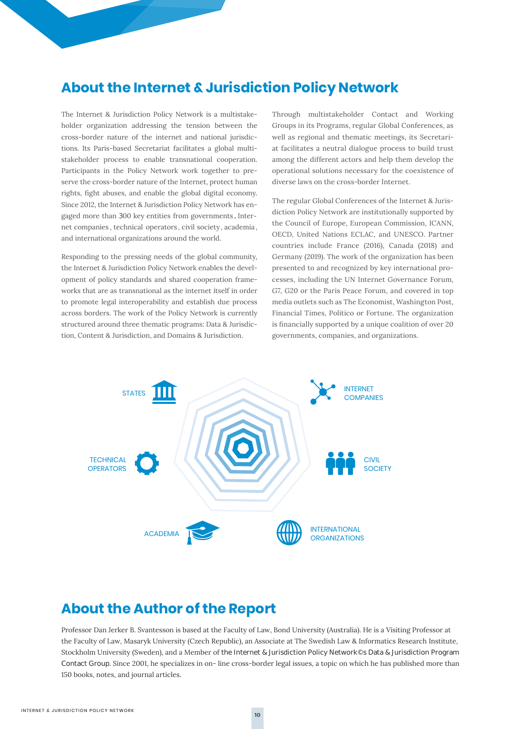## About the Internet & Jurisdiction Policy Network

The Internet & Jurisdiction Policy Network is a multistakeholder organization addressing the tension between the cross-border nature of the internet and national jurisdictions. Its Paris-based Secretariat facilitates a global multistakeholder process to enable transnational cooperation. Participants in the Policy Network work together to preserve the cross-border nature of the Internet, protect human rights, fight abuses, and enable the global digital economy. Since 2012, the Internet & Jurisdiction Policy Network has engaged more than 300 key entities from governments, Internet companies, technical operators, civil society, academia, and international organizations around the world.

Responding to the pressing needs of the global community, the Internet & Jurisdiction Policy Network enables the development of policy standards and shared cooperation frameworks that are as transnational as the internet itself in order to promote legal interoperability and establish due process across borders. The work of the Policy Network is currently structured around three thematic programs: Data & Jurisdiction, Content & Jurisdiction, and Domains & Jurisdiction.

Through multistakeholder Contact and Working Groups in its Programs, regular Global Conferences, as well as regional and thematic meetings, its Secretariat facilitates a neutral dialogue process to build trust among the different actors and help them develop the operational solutions necessary for the coexistence of diverse laws on the cross-border Internet.

The regular Global Conferences of the Internet & Jurisdiction Policy Network are institutionally supported by the Council of Europe, European Commission, ICANN, OECD, United Nations ECLAC, and UNESCO. Partner countries include France (2016), Canada (2018) and Germany (2019). The work of the organization has been presented to and recognized by key international processes, including the UN Internet Governance Forum, G7, G20 or the Paris Peace Forum, and covered in top media outlets such as The Economist, Washington Post, Financial Times, Politico or Fortune. The organization is financially supported by a unique coalition of over 20 governments, companies, and organizations.

STATES

INTERNET COMPANIES

TECHNICAL OPERATORS

CIVIL SOCIETY

ACADEMIA

INTERNATIONAL ORGANIZATIONS

## About the Author of the Report

Professor Dan Jerker B. Svantesson is based at the Faculty of Law, Bond University (Australia). He is a Visiting Professor at the Faculty of Law, Masaryk University (Czech Republic), an Associate at The Swedish Law & Informatics Research Institute, Stockholm University (Sweden), and a Member of the Internet & Jurisdiction Policy Network©s Data & Jurisdiction Program Contact Group. Since 2001, he specializes in on- line cross-border legal issues, a topic on which he has published more than 150 books, notes, and journal articles.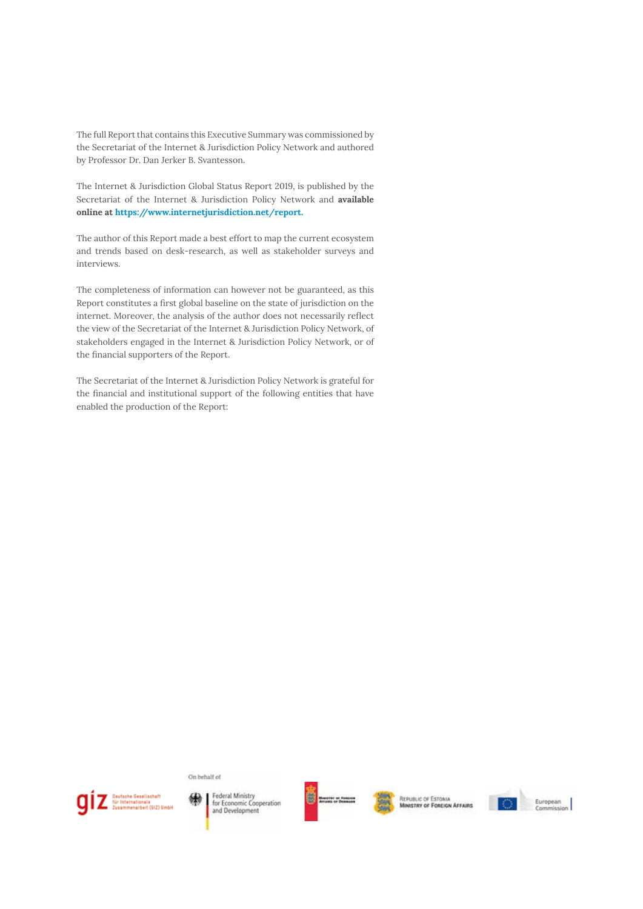The full Report that contains this Executive Summary was commissioned by the Secretariat of the Internet & Jurisdiction Policy Network and authored by Professor Dr. Dan Jerker B. Svantesson.

The Internet & Jurisdiction Global Status Report 2019, is published by the Secretariat of the Internet & Jurisdiction Policy Network and **available online at https://www.internetjurisdiction.net/report.**

The author of this Report made a best effort to map the current ecosystem and trends based on desk-research, as well as stakeholder surveys and interviews.

The completeness of information can however not be guaranteed, as this Report constitutes a first global baseline on the state of jurisdiction on the internet. Moreover, the analysis of the author does not necessarily reflect the view of the Secretariat of the Internet & Jurisdiction Policy Network, of stakeholders engaged in the Internet & Jurisdiction Policy Network, or of the financial supporters of the Report.

The Secretariat of the Internet & Jurisdiction Policy Network is grateful for the financial and institutional support of the following entities that have enabled the production of the Report:

giz Deutsche Gesellschaft für Internationale Zusammenarbeit (GIZ) GmbH

On behalf of Federal Ministry for Economic Cooperation and Development

Ministry of Foreign Affairs of Denmark

Republic of Estonia Ministry of Foreign Affairs

European Commission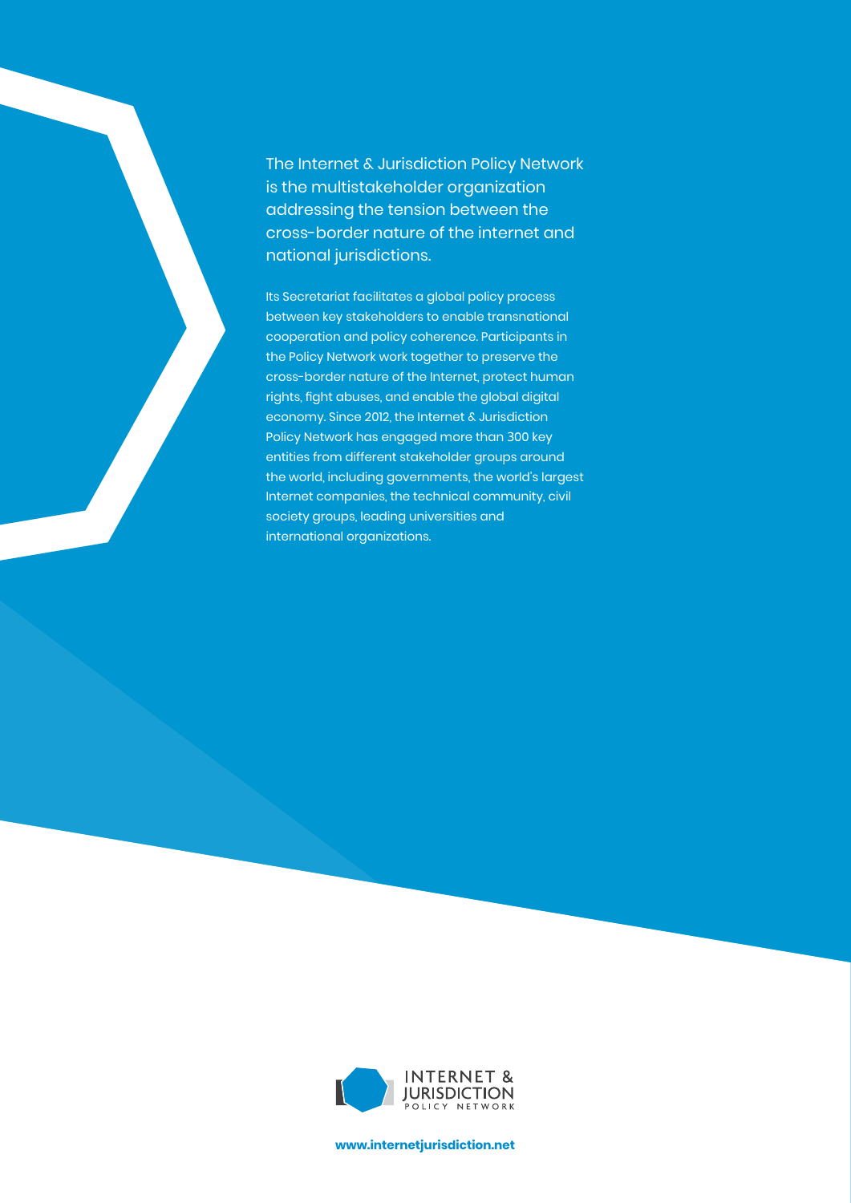The Internet & Jurisdiction Policy Network is the multistakeholder organization addressing the tension between the cross-border nature of the internet and national jurisdictions.

Its Secretariat facilitates a global policy process between key stakeholders to enable transnational cooperation and policy coherence. Participants in the Policy Network work together to preserve the cross-border nature of the Internet, protect human rights, fight abuses, and enable the global digital economy. Since 2012, the Internet & Jurisdiction Policy Network has engaged more than 300 key entities from different stakeholder groups around the world, including governments, the world's largest Internet companies, the technical community, civil society groups, leading universities and international organizations.

INTERNET & JURISDICTION POLICY NETWORK

**www.internetjurisdiction.net**